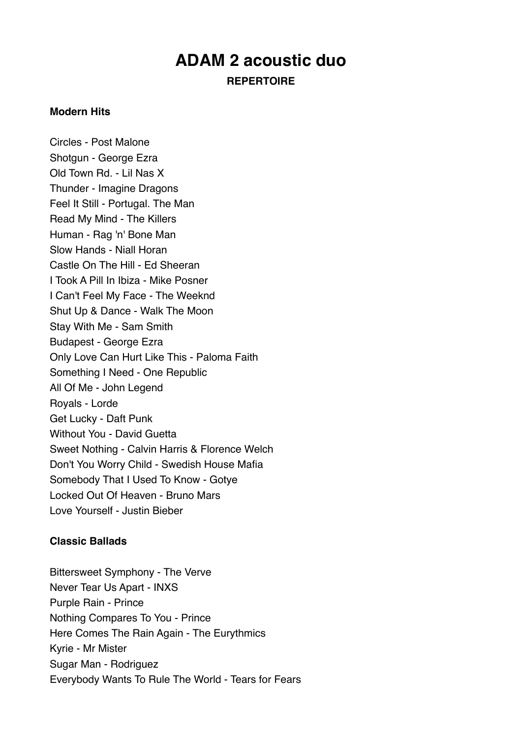# ADAM 2 acoustic duo

**REPERTOIRE**

**Modern Hits**

Circles - Post Malone
Shotgun - George Ezra
Old Town Rd. - Lil Nas X
Thunder - Imagine Dragons
Feel It Still - Portugal. The Man
Read My Mind - The Killers
Human - Rag 'n' Bone Man
Slow Hands - Niall Horan
Castle On The Hill - Ed Sheeran
I Took A Pill In Ibiza - Mike Posner
I Can't Feel My Face - The Weeknd
Shut Up & Dance - Walk The Moon
Stay With Me - Sam Smith
Budapest - George Ezra
Only Love Can Hurt Like This - Paloma Faith
Something I Need - One Republic
All Of Me - John Legend
Royals - Lorde
Get Lucky - Daft Punk
Without You - David Guetta
Sweet Nothing - Calvin Harris & Florence Welch
Don't You Worry Child - Swedish House Mafia
Somebody That I Used To Know - Gotye
Locked Out Of Heaven - Bruno Mars
Love Yourself - Justin Bieber

**Classic Ballads**

Bittersweet Symphony - The Verve
Never Tear Us Apart - INXS
Purple Rain - Prince
Nothing Compares To You - Prince
Here Comes The Rain Again - The Eurythmics
Kyrie - Mr Mister
Sugar Man - Rodriguez
Everybody Wants To Rule The World - Tears for Fears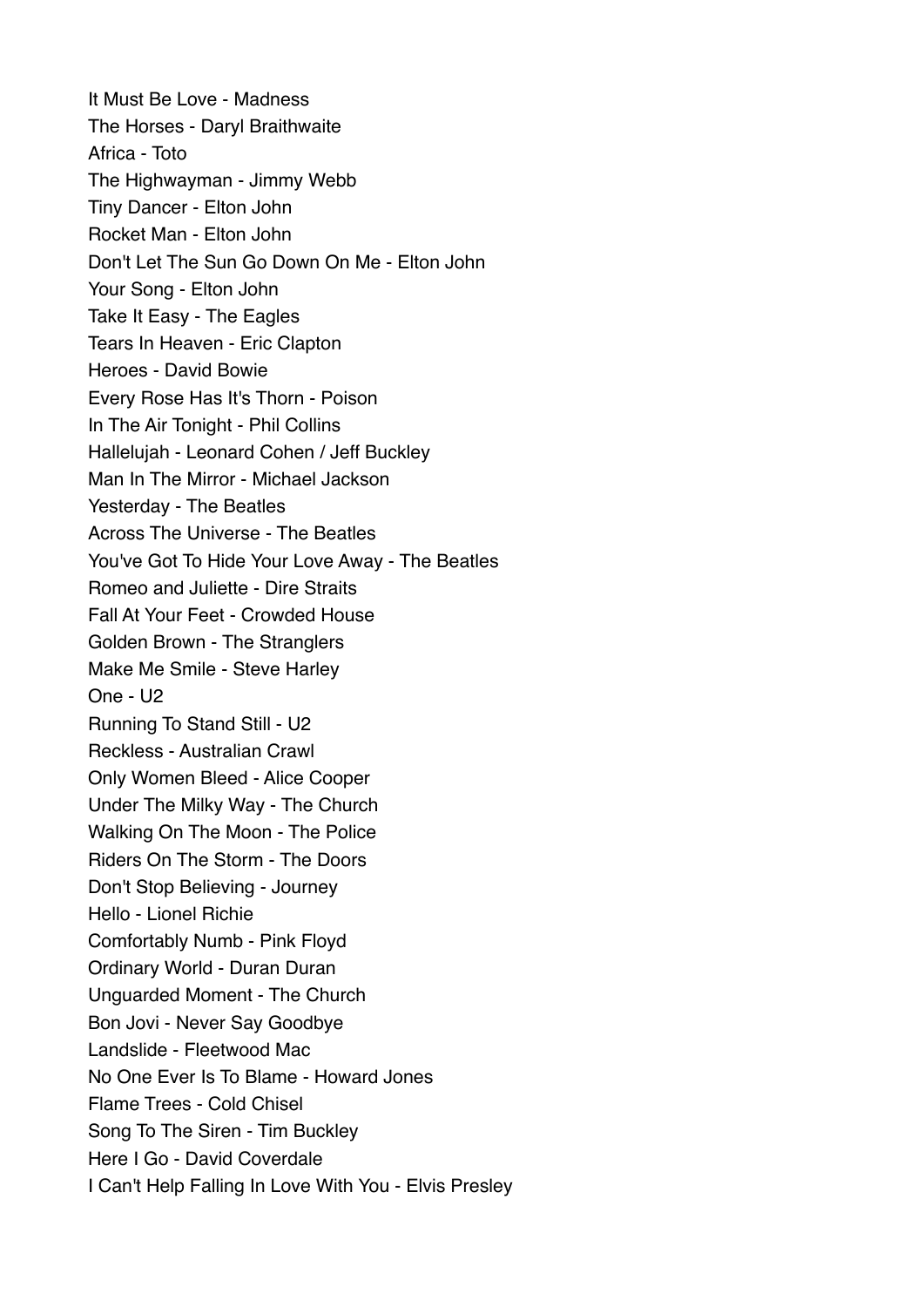It Must Be Love - Madness
The Horses - Daryl Braithwaite
Africa - Toto
The Highwayman - Jimmy Webb
Tiny Dancer - Elton John
Rocket Man - Elton John
Don't Let The Sun Go Down On Me - Elton John
Your Song - Elton John
Take It Easy - The Eagles
Tears In Heaven - Eric Clapton
Heroes - David Bowie
Every Rose Has It's Thorn - Poison
In The Air Tonight - Phil Collins
Hallelujah - Leonard Cohen / Jeff Buckley
Man In The Mirror - Michael Jackson
Yesterday - The Beatles
Across The Universe - The Beatles
You've Got To Hide Your Love Away - The Beatles
Romeo and Juliette - Dire Straits
Fall At Your Feet - Crowded House
Golden Brown - The Stranglers
Make Me Smile - Steve Harley
One - U2
Running To Stand Still - U2
Reckless - Australian Crawl
Only Women Bleed - Alice Cooper
Under The Milky Way - The Church
Walking On The Moon - The Police
Riders On The Storm - The Doors
Don't Stop Believing - Journey
Hello - Lionel Richie
Comfortably Numb - Pink Floyd
Ordinary World - Duran Duran
Unguarded Moment - The Church
Bon Jovi - Never Say Goodbye
Landslide - Fleetwood Mac
No One Ever Is To Blame - Howard Jones
Flame Trees - Cold Chisel
Song To The Siren - Tim Buckley
Here I Go - David Coverdale
I Can't Help Falling In Love With You - Elvis Presley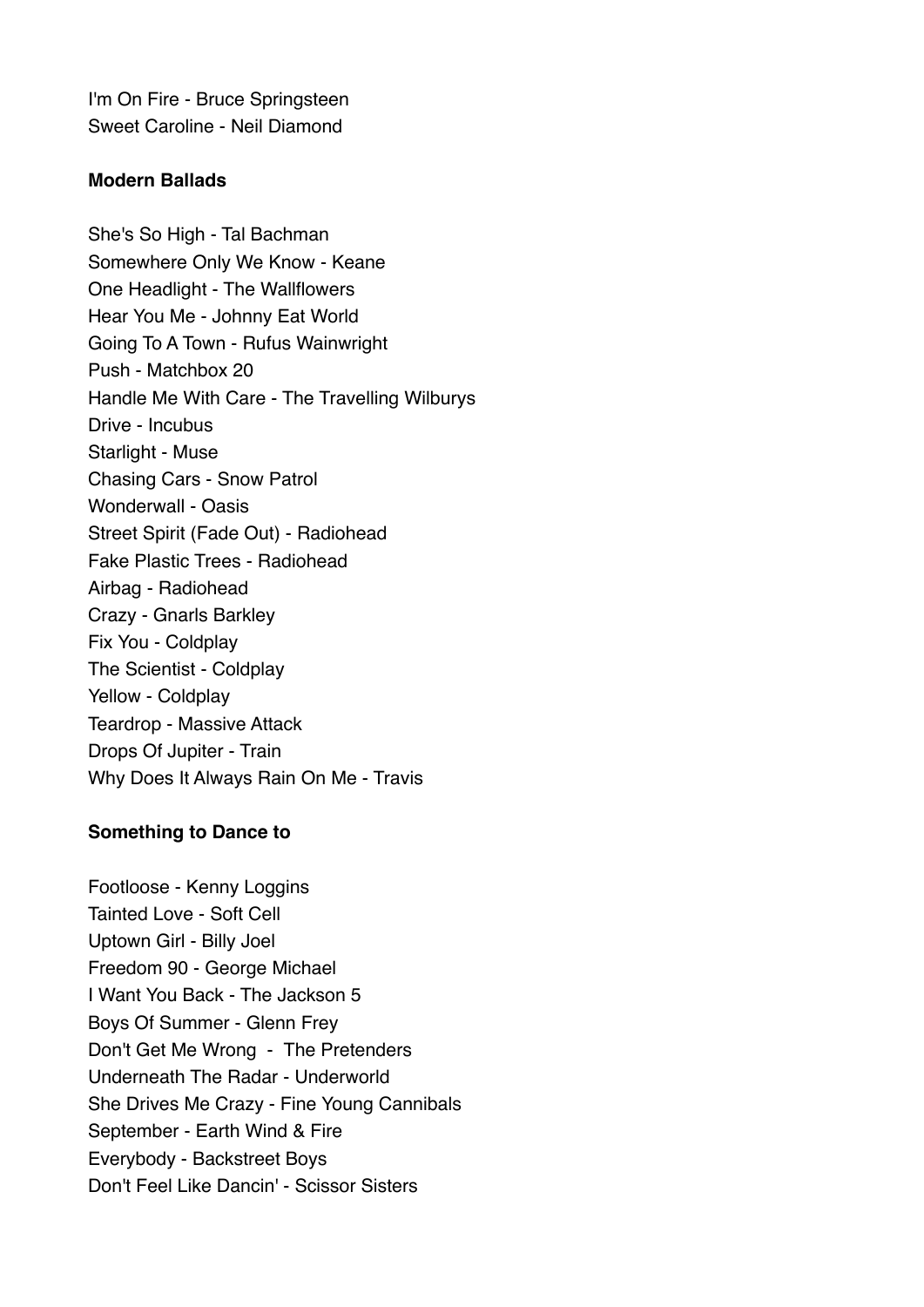I'm On Fire - Bruce Springsteen
Sweet Caroline - Neil Diamond

**Modern Ballads**

She's So High - Tal Bachman
Somewhere Only We Know - Keane
One Headlight - The Wallflowers
Hear You Me - Johnny Eat World
Going To A Town - Rufus Wainwright
Push - Matchbox 20
Handle Me With Care - The Travelling Wilburys
Drive - Incubus
Starlight - Muse
Chasing Cars - Snow Patrol
Wonderwall - Oasis
Street Spirit (Fade Out) - Radiohead
Fake Plastic Trees - Radiohead
Airbag - Radiohead
Crazy - Gnarls Barkley
Fix You - Coldplay
The Scientist - Coldplay
Yellow - Coldplay
Teardrop - Massive Attack
Drops Of Jupiter - Train
Why Does It Always Rain On Me - Travis

**Something to Dance to**

Footloose - Kenny Loggins
Tainted Love - Soft Cell
Uptown Girl - Billy Joel
Freedom 90 - George Michael
I Want You Back - The Jackson 5
Boys Of Summer - Glenn Frey
Don't Get Me Wrong - The Pretenders
Underneath The Radar - Underworld
She Drives Me Crazy - Fine Young Cannibals
September - Earth Wind & Fire
Everybody - Backstreet Boys
Don't Feel Like Dancin' - Scissor Sisters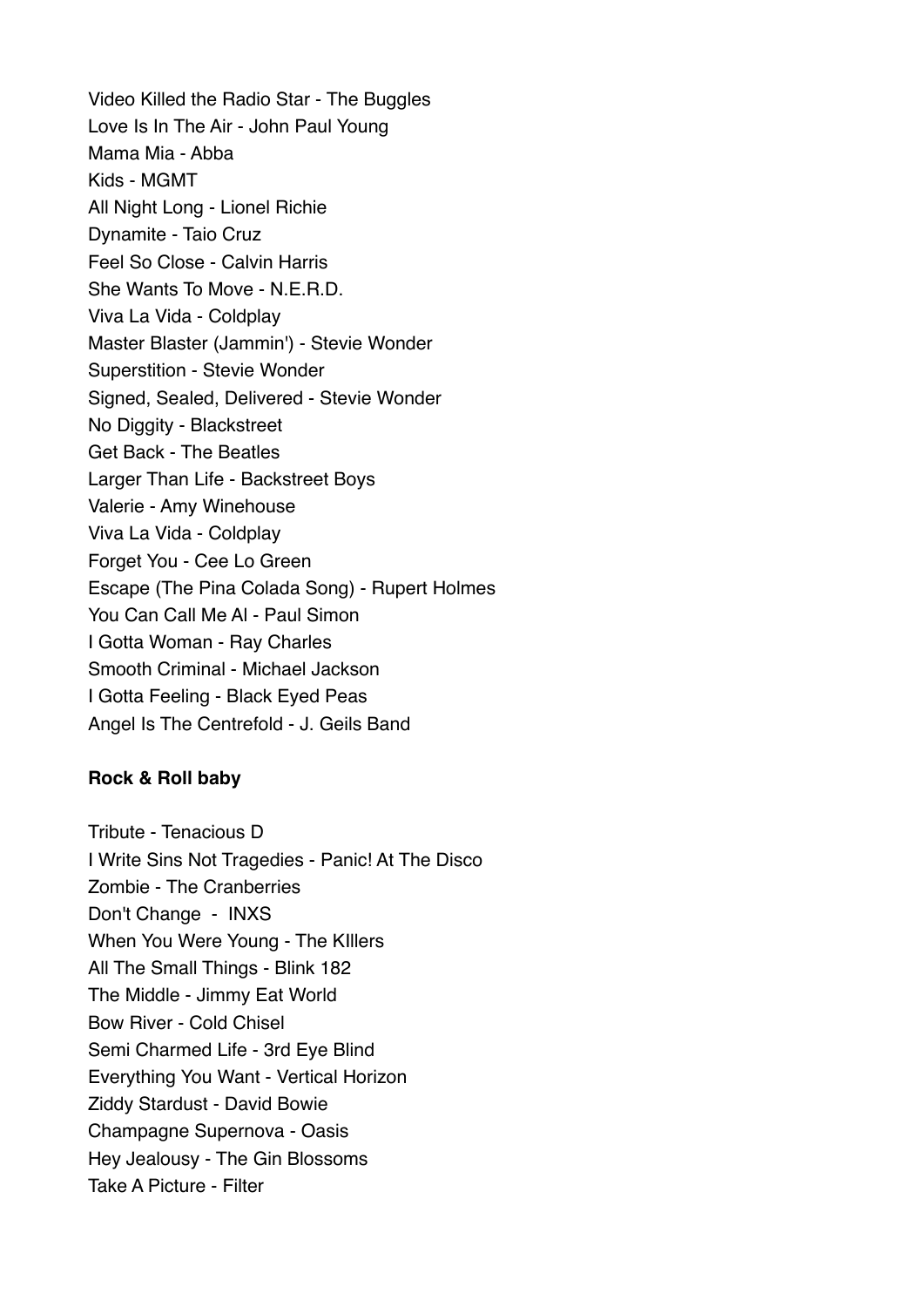Video Killed the Radio Star - The Buggles
Love Is In The Air - John Paul Young
Mama Mia - Abba
Kids - MGMT
All Night Long - Lionel Richie
Dynamite - Taio Cruz
Feel So Close - Calvin Harris
She Wants To Move - N.E.R.D.
Viva La Vida - Coldplay
Master Blaster (Jammin') - Stevie Wonder
Superstition - Stevie Wonder
Signed, Sealed, Delivered - Stevie Wonder
No Diggity - Blackstreet
Get Back - The Beatles
Larger Than Life - Backstreet Boys
Valerie - Amy Winehouse
Viva La Vida - Coldplay
Forget You - Cee Lo Green
Escape (The Pina Colada Song) - Rupert Holmes
You Can Call Me Al - Paul Simon
I Gotta Woman - Ray Charles
Smooth Criminal - Michael Jackson
I Gotta Feeling - Black Eyed Peas
Angel Is The Centrefold - J. Geils Band

**Rock & Roll baby**

Tribute - Tenacious D
I Write Sins Not Tragedies - Panic! At The Disco
Zombie - The Cranberries
Don't Change - INXS
When You Were Young - The KIllers
All The Small Things - Blink 182
The Middle - Jimmy Eat World
Bow River - Cold Chisel
Semi Charmed Life - 3rd Eye Blind
Everything You Want - Vertical Horizon
Ziddy Stardust - David Bowie
Champagne Supernova - Oasis
Hey Jealousy - The Gin Blossoms
Take A Picture - Filter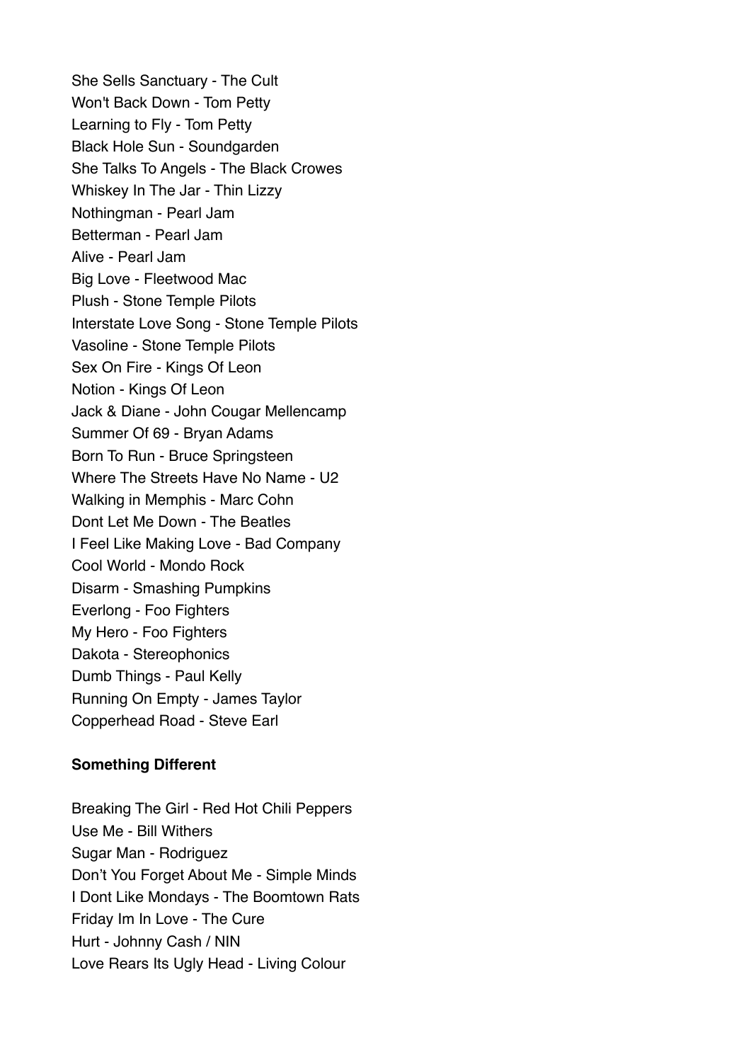She Sells Sanctuary - The Cult
Won't Back Down - Tom Petty
Learning to Fly - Tom Petty
Black Hole Sun - Soundgarden
She Talks To Angels - The Black Crowes
Whiskey In The Jar - Thin Lizzy
Nothingman - Pearl Jam
Betterman - Pearl Jam
Alive - Pearl Jam
Big Love - Fleetwood Mac
Plush - Stone Temple Pilots
Interstate Love Song - Stone Temple Pilots
Vasoline - Stone Temple Pilots
Sex On Fire - Kings Of Leon
Notion - Kings Of Leon
Jack & Diane - John Cougar Mellencamp
Summer Of 69 - Bryan Adams
Born To Run - Bruce Springsteen
Where The Streets Have No Name - U2
Walking in Memphis - Marc Cohn
Dont Let Me Down - The Beatles
I Feel Like Making Love - Bad Company
Cool World - Mondo Rock
Disarm - Smashing Pumpkins
Everlong - Foo Fighters
My Hero - Foo Fighters
Dakota - Stereophonics
Dumb Things - Paul Kelly
Running On Empty - James Taylor
Copperhead Road - Steve Earl

**Something Different**

Breaking The Girl - Red Hot Chili Peppers
Use Me - Bill Withers
Sugar Man - Rodriguez
Don't You Forget About Me - Simple Minds
I Dont Like Mondays - The Boomtown Rats
Friday Im In Love - The Cure
Hurt - Johnny Cash / NIN
Love Rears Its Ugly Head - Living Colour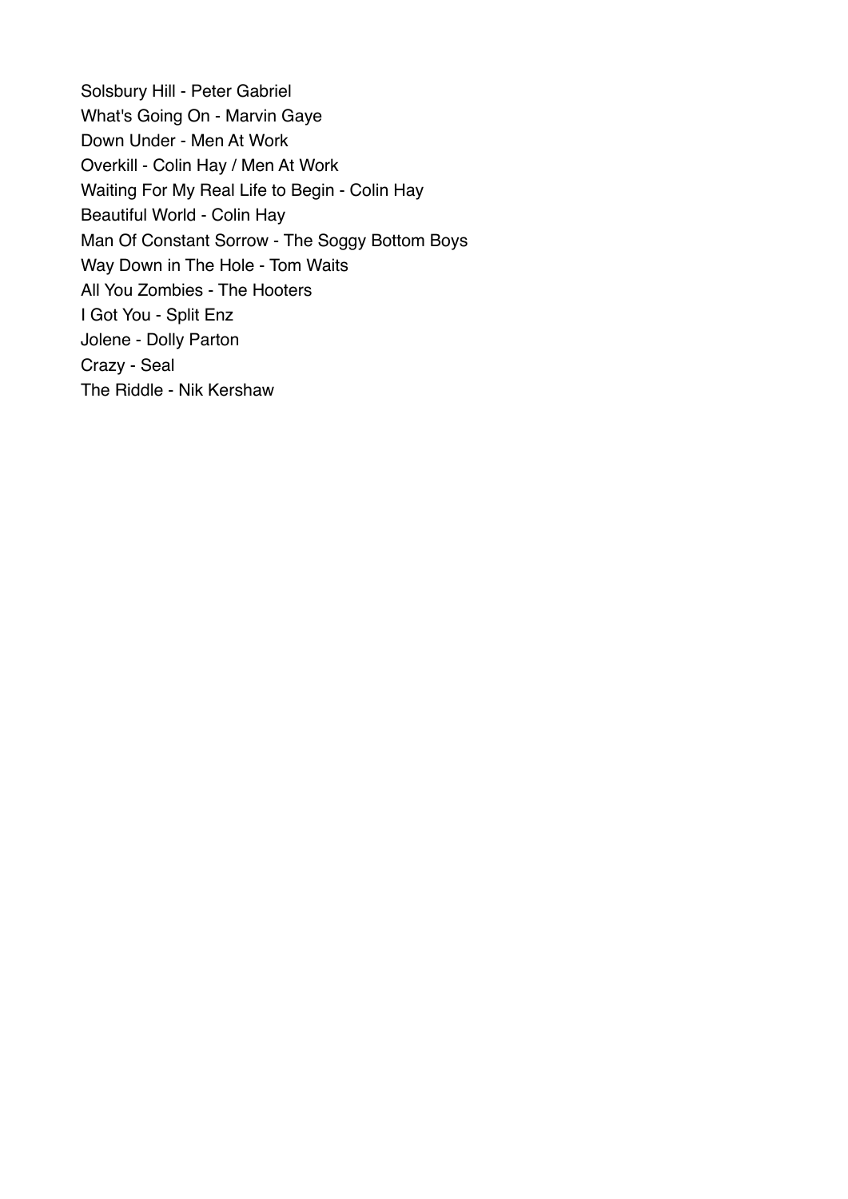Solsbury Hill - Peter Gabriel
What's Going On - Marvin Gaye
Down Under - Men At Work
Overkill - Colin Hay / Men At Work
Waiting For My Real Life to Begin - Colin Hay
Beautiful World - Colin Hay
Man Of Constant Sorrow - The Soggy Bottom Boys
Way Down in The Hole - Tom Waits
All You Zombies - The Hooters
I Got You - Split Enz
Jolene - Dolly Parton
Crazy - Seal
The Riddle - Nik Kershaw